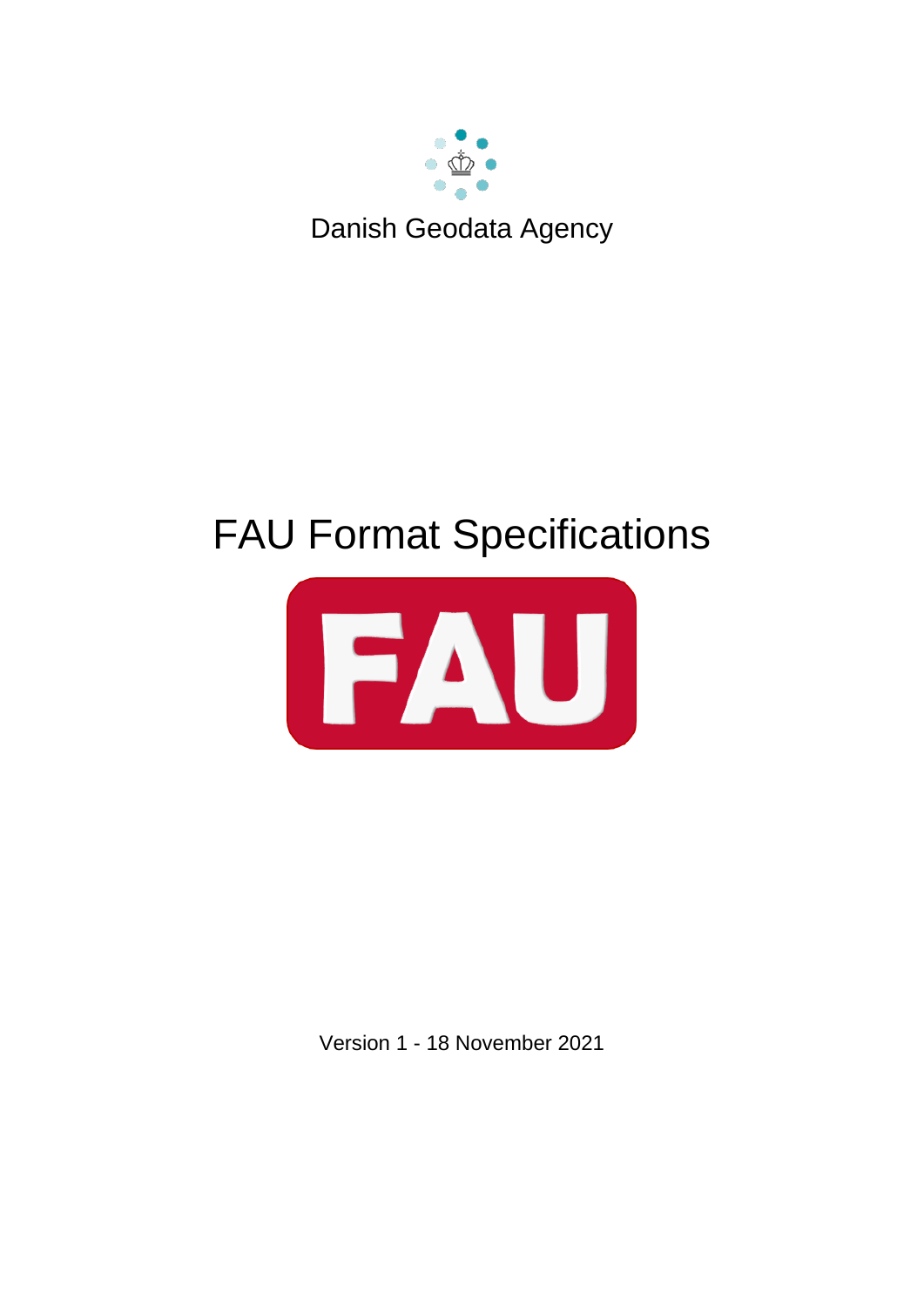Danish Geodata Agency

# FAU Format Specifications

Version 1 - 18 November 2021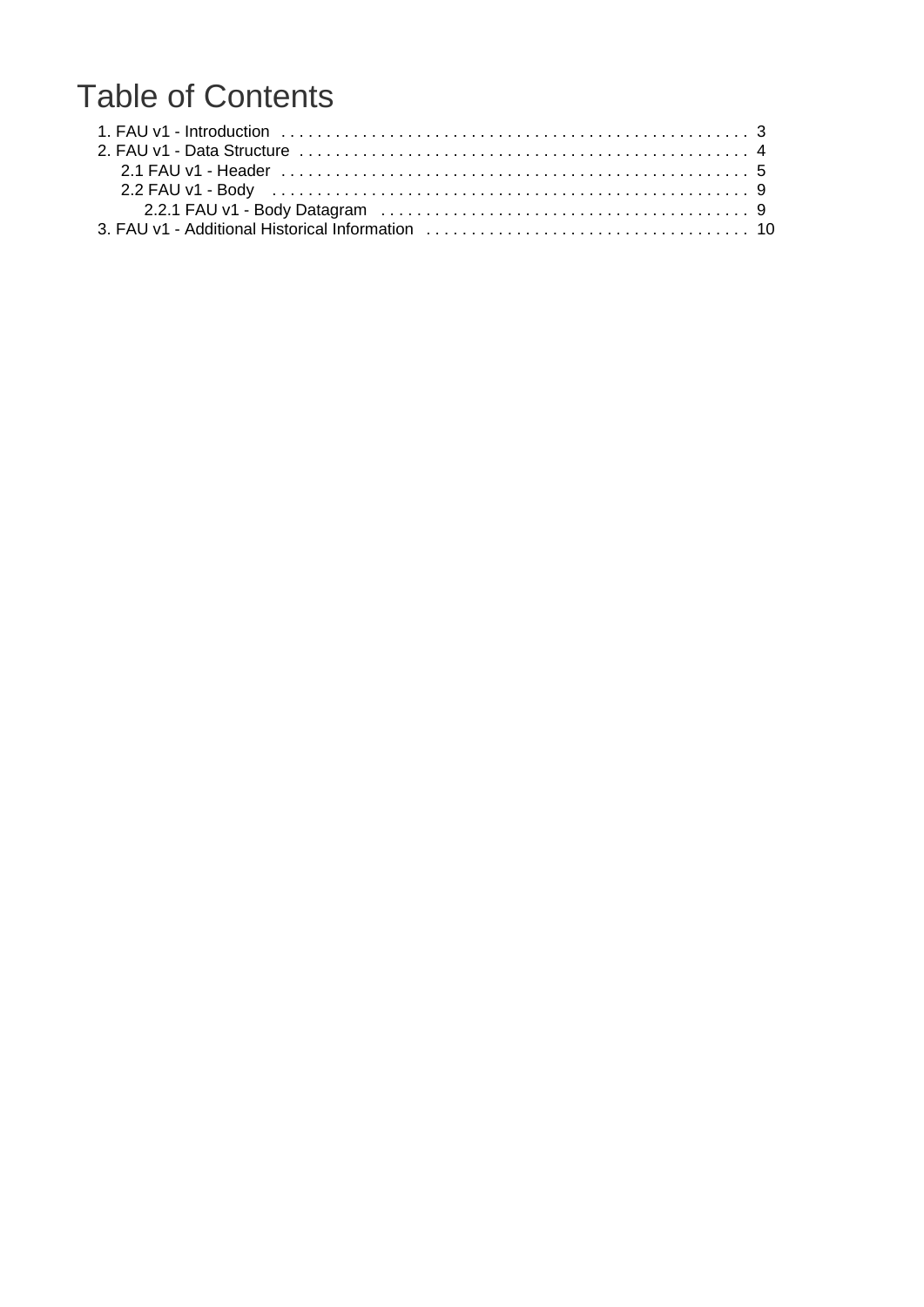# Table of Contents

- 1. FAU v1 - Introduction . . . . . . . . . . 3
- 2. FAU v1 - Data Structure . . . . . . . . . . 4
  - 2.1 FAU v1 - Header . . . . . . . . . . 5
  - 2.2 FAU v1 - Body . . . . . . . . . . 9
    - 2.2.1 FAU v1 - Body Datagram . . . . . . . . . . 9
- 3. FAU v1 - Additional Historical Information . . . . . . . . . . 10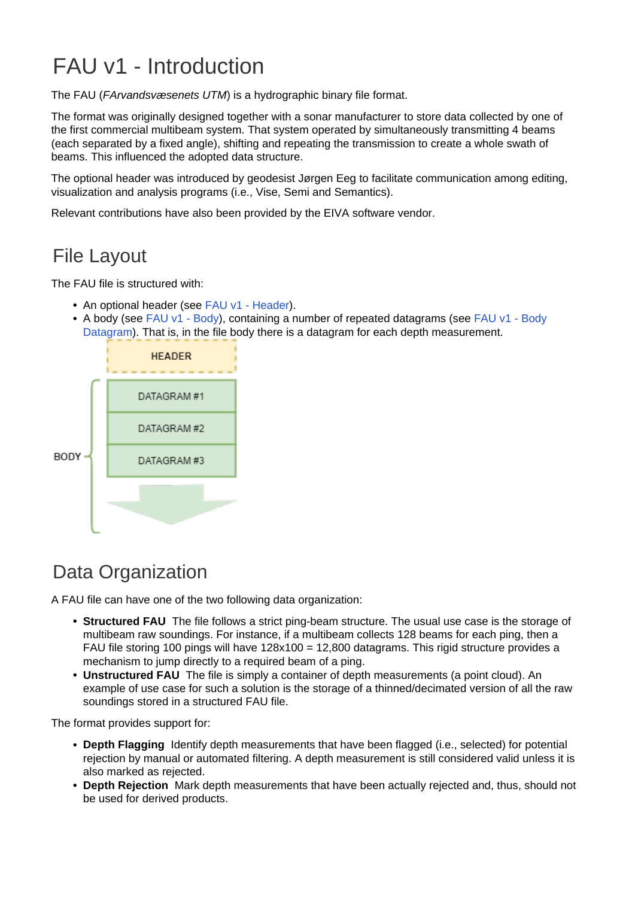# FAU v1 - Introduction

The FAU (*FArvandsvæsenets UTM*) is a hydrographic binary file format.

The format was originally designed together with a sonar manufacturer to store data collected by one of the first commercial multibeam system. That system operated by simultaneously transmitting 4 beams (each separated by a fixed angle), shifting and repeating the transmission to create a whole swath of beams. This influenced the adopted data structure.

The optional header was introduced by geodesist Jørgen Eeg to facilitate communication among editing, visualization and analysis programs (i.e., Vise, Semi and Semantics).

Relevant contributions have also been provided by the EIVA software vendor.

## File Layout

The FAU file is structured with:

- An optional header (see FAU v1 - Header).
- A body (see FAU v1 - Body), containing a number of repeated datagrams (see FAU v1 - Body Datagram). That is, in the file body there is a datagram for each depth measurement.

HEADER

BODY

DATAGRAM #1

DATAGRAM #2

DATAGRAM #3

## Data Organization

A FAU file can have one of the two following data organization:

- **Structured FAU** The file follows a strict ping-beam structure. The usual use case is the storage of multibeam raw soundings. For instance, if a multibeam collects 128 beams for each ping, then a FAU file storing 100 pings will have 128x100 = 12,800 datagrams. This rigid structure provides a mechanism to jump directly to a required beam of a ping.
- **Unstructured FAU** The file is simply a container of depth measurements (a point cloud). An example of use case for such a solution is the storage of a thinned/decimated version of all the raw soundings stored in a structured FAU file.

The format provides support for:

- **Depth Flagging** Identify depth measurements that have been flagged (i.e., selected) for potential rejection by manual or automated filtering. A depth measurement is still considered valid unless it is also marked as rejected.
- **Depth Rejection** Mark depth measurements that have been actually rejected and, thus, should not be used for derived products.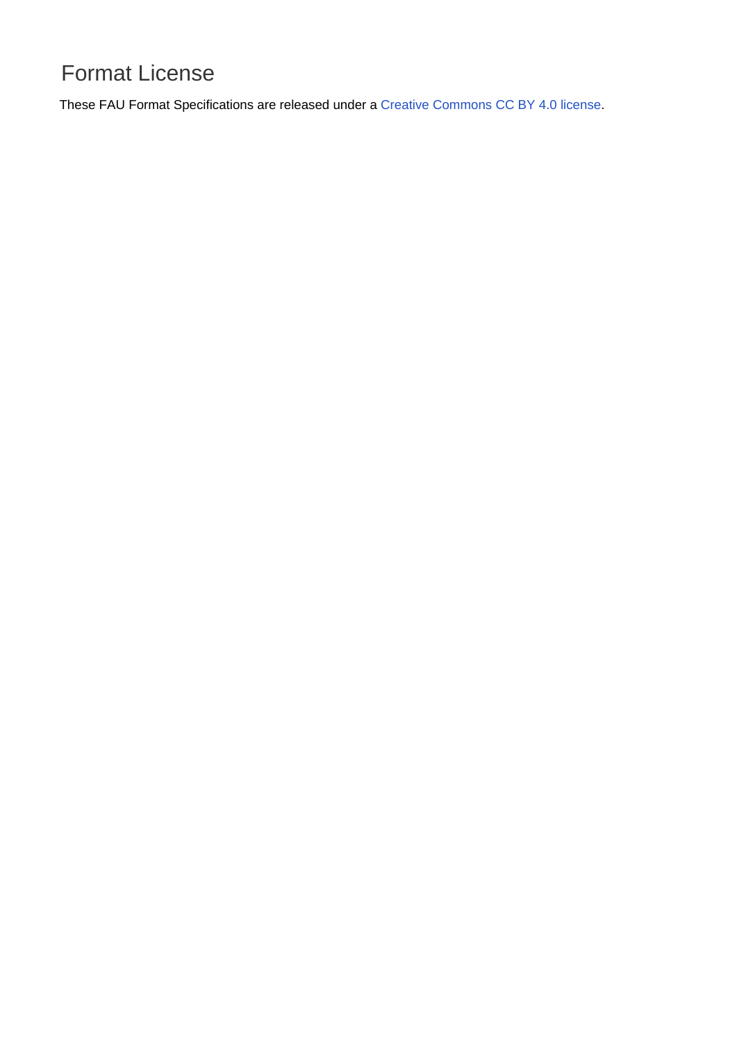# Format License

These FAU Format Specifications are released under a Creative Commons CC BY 4.0 license.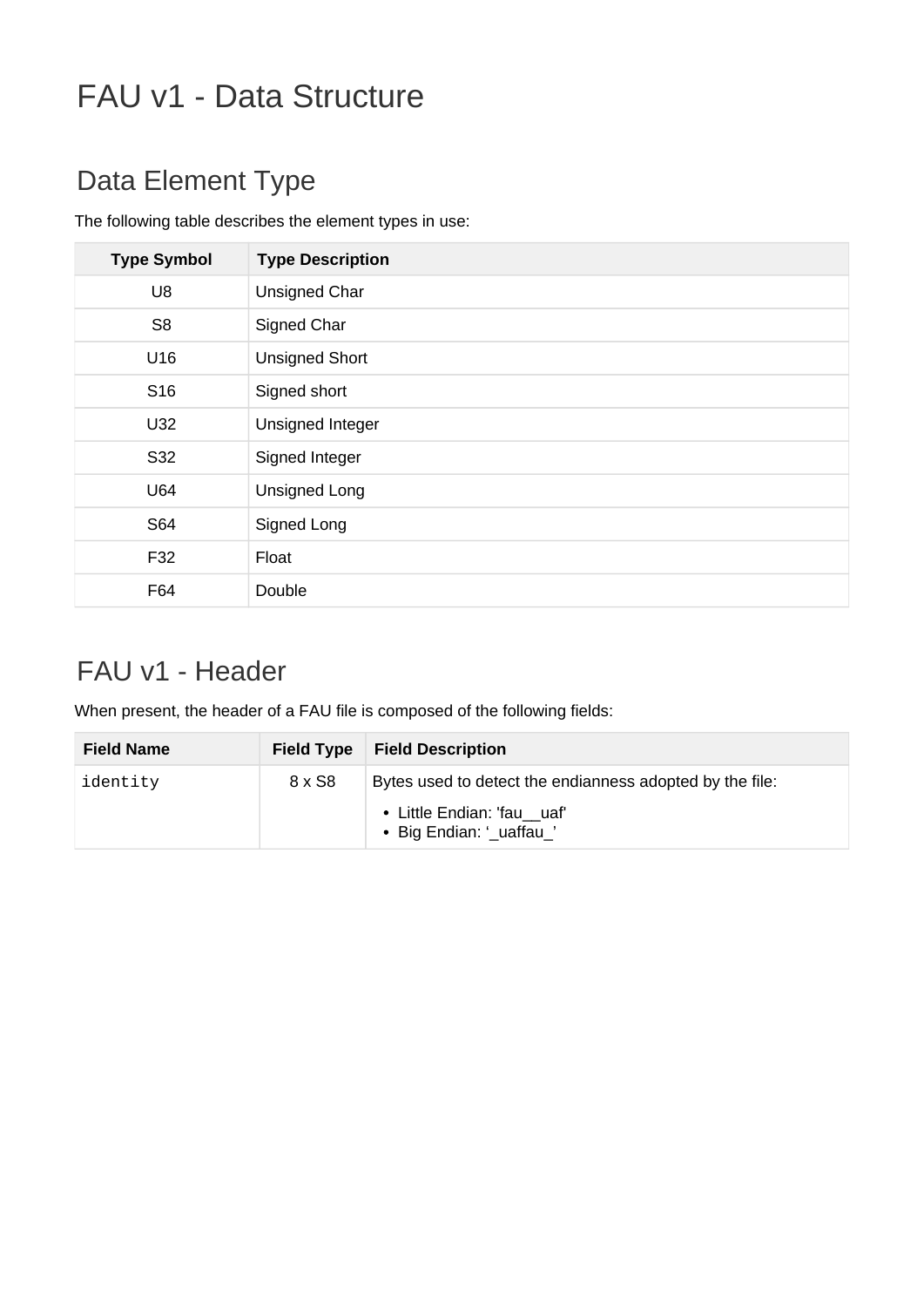# FAU v1 - Data Structure

## Data Element Type

The following table describes the element types in use:

| Type Symbol | Type Description |
|---|---|
| U8 | Unsigned Char |
| S8 | Signed Char |
| U16 | Unsigned Short |
| S16 | Signed short |
| U32 | Unsigned Integer |
| S32 | Signed Integer |
| U64 | Unsigned Long |
| S64 | Signed Long |
| F32 | Float |
| F64 | Double |

## FAU v1 - Header

When present, the header of a FAU file is composed of the following fields:

| Field Name | Field Type | Field Description |
|---|---|---|
| `identity` | 8 x S8 | Bytes used to detect the endianness adopted by the file:<br>• Little Endian: 'fau__uaf'<br>• Big Endian: '_uaffau_' |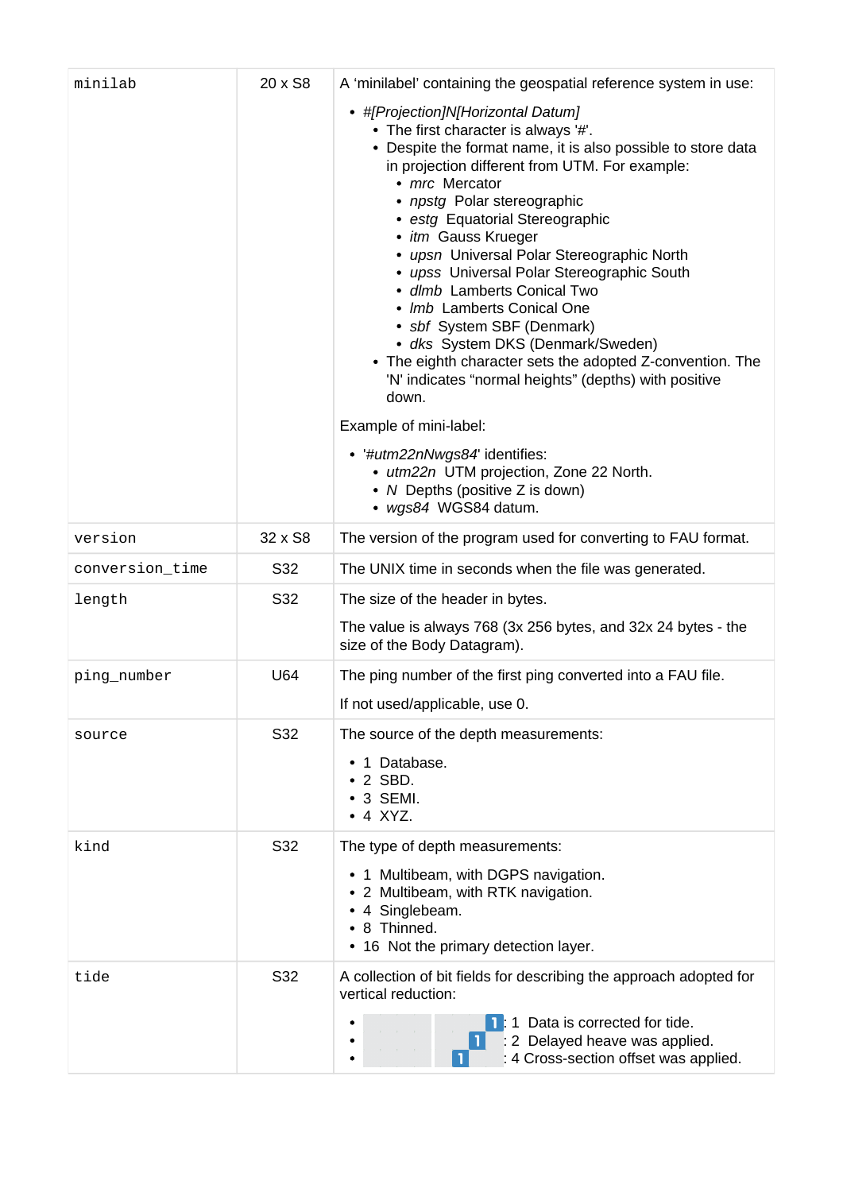| | | |
|---|---|---|
| minilab | 20 x S8 | A 'minilabel' containing the geospatial reference system in use:<br><br>• *#[Projection]N[Horizontal Datum]*<br>  • The first character is always '#'.<br>  • Despite the format name, it is also possible to store data in projection different from UTM. For example:<br>    • *mrc* Mercator<br>    • *npstg* Polar stereographic<br>    • *estg* Equatorial Stereographic<br>    • *itm* Gauss Krueger<br>    • *upsn* Universal Polar Stereographic North<br>    • *upss* Universal Polar Stereographic South<br>    • *dlmb* Lamberts Conical Two<br>    • *lmb* Lamberts Conical One<br>    • *sbf* System SBF (Denmark)<br>    • *dks* System DKS (Denmark/Sweden)<br>  • The eighth character sets the adopted Z-convention. The 'N' indicates "normal heights" (depths) with positive down.<br><br>Example of mini-label:<br><br>• '*#utm22nNwgs84*' identifies:<br>  • *utm22n* UTM projection, Zone 22 North.<br>  • *N* Depths (positive Z is down)<br>  • *wgs84* WGS84 datum. |
| version | 32 x S8 | The version of the program used for converting to FAU format. |
| conversion_time | S32 | The UNIX time in seconds when the file was generated. |
| length | S32 | The size of the header in bytes.<br><br>The value is always 768 (3x 256 bytes, and 32x 24 bytes - the size of the Body Datagram). |
| ping_number | U64 | The ping number of the first ping converted into a FAU file.<br><br>If not used/applicable, use 0. |
| source | S32 | The source of the depth measurements:<br><br>• 1 Database.<br>• 2 SBD.<br>• 3 SEMI.<br>• 4 XYZ. |
| kind | S32 | The type of depth measurements:<br><br>• 1 Multibeam, with DGPS navigation.<br>• 2 Multibeam, with RTK navigation.<br>• 4 Singlebeam.<br>• 8 Thinned.<br>• 16 Not the primary detection layer. |
| tide | S32 | A collection of bit fields for describing the approach adopted for vertical reduction:<br><br>• 1: 1 Data is corrected for tide.<br>• 1: 2 Delayed heave was applied.<br>• 1: 4 Cross-section offset was applied. |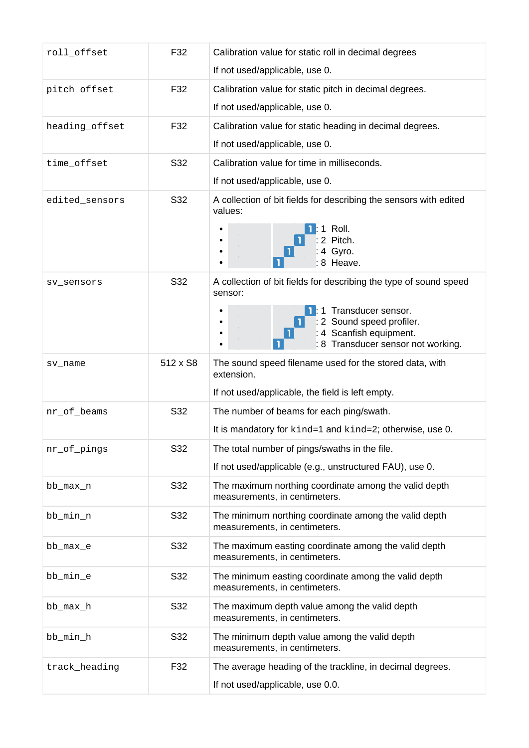| | | |
|---|---|---|
| `roll_offset` | F32 | Calibration value for static roll in decimal degrees<br><br>If not used/applicable, use 0. |
| `pitch_offset` | F32 | Calibration value for static pitch in decimal degrees.<br><br>If not used/applicable, use 0. |
| `heading_offset` | F32 | Calibration value for static heading in decimal degrees.<br><br>If not used/applicable, use 0. |
| `time_offset` | S32 | Calibration value for time in milliseconds.<br><br>If not used/applicable, use 0. |
| `edited_sensors` | S32 | A collection of bit fields for describing the sensors with edited values:<br>• 1 : 1 Roll.<br>• 1 : 2 Pitch.<br>• 1 : 4 Gyro.<br>• 1 : 8 Heave. |
| `sv_sensors` | S32 | A collection of bit fields for describing the type of sound speed sensor:<br>• 1 : 1 Transducer sensor.<br>• 1 : 2 Sound speed profiler.<br>• 1 : 4 Scanfish equipment.<br>• 1 : 8 Transducer sensor not working. |
| `sv_name` | 512 x S8 | The sound speed filename used for the stored data, with extension.<br><br>If not used/applicable, the field is left empty. |
| `nr_of_beams` | S32 | The number of beams for each ping/swath.<br><br>It is mandatory for `kind=1` and `kind=2`; otherwise, use 0. |
| `nr_of_pings` | S32 | The total number of pings/swaths in the file.<br><br>If not used/applicable (e.g., unstructured FAU), use 0. |
| `bb_max_n` | S32 | The maximum northing coordinate among the valid depth measurements, in centimeters. |
| `bb_min_n` | S32 | The minimum northing coordinate among the valid depth measurements, in centimeters. |
| `bb_max_e` | S32 | The maximum easting coordinate among the valid depth measurements, in centimeters. |
| `bb_min_e` | S32 | The minimum easting coordinate among the valid depth measurements, in centimeters. |
| `bb_max_h` | S32 | The maximum depth value among the valid depth measurements, in centimeters. |
| `bb_min_h` | S32 | The minimum depth value among the valid depth measurements, in centimeters. |
| `track_heading` | F32 | The average heading of the trackline, in decimal degrees.<br><br>If not used/applicable, use 0.0. |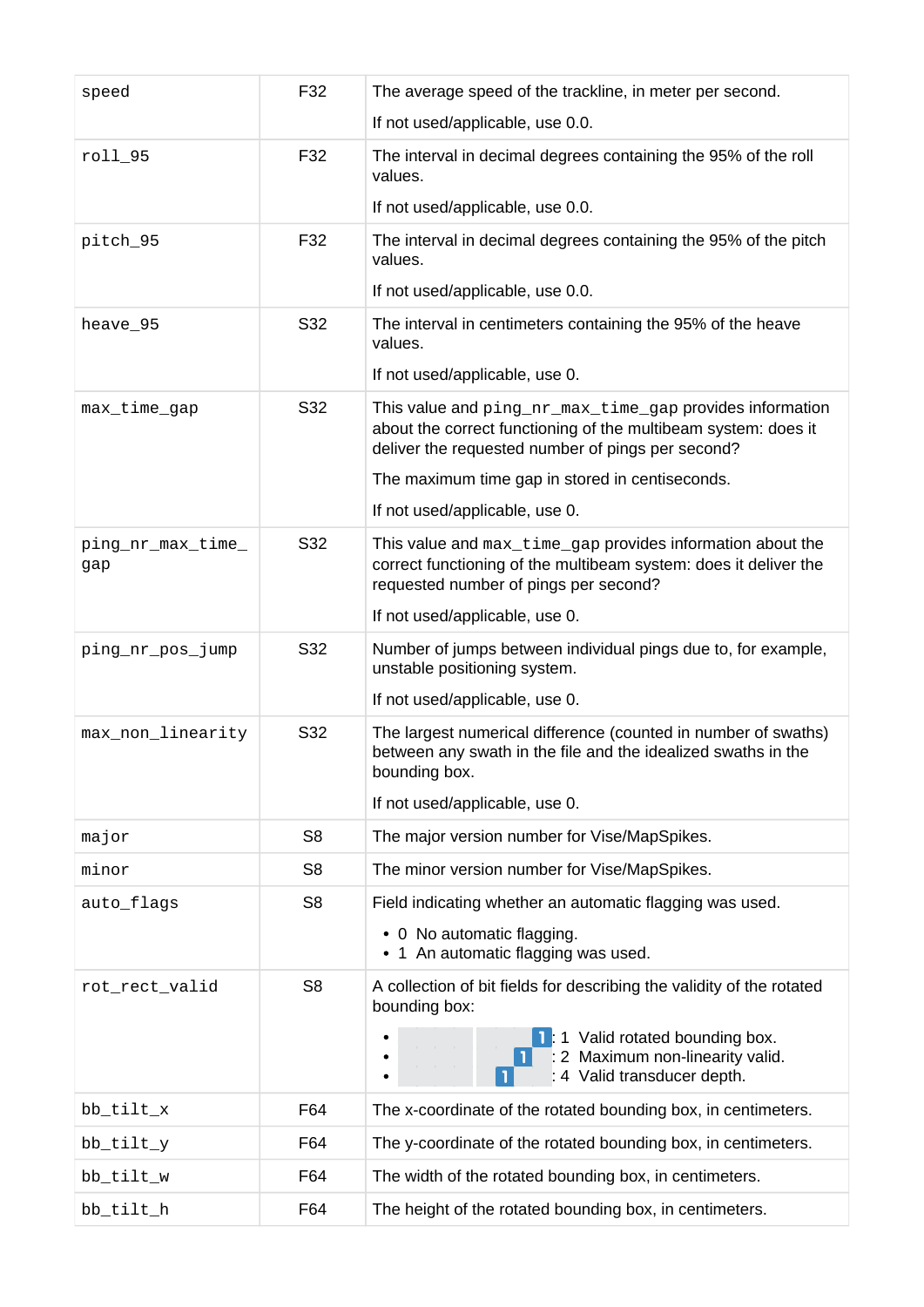| | | |
|---|---|---|
| `speed` | F32 | The average speed of the trackline, in meter per second.<br><br>If not used/applicable, use 0.0. |
| `roll_95` | F32 | The interval in decimal degrees containing the 95% of the roll values.<br><br>If not used/applicable, use 0.0. |
| `pitch_95` | F32 | The interval in decimal degrees containing the 95% of the pitch values.<br><br>If not used/applicable, use 0.0. |
| `heave_95` | S32 | The interval in centimeters containing the 95% of the heave values.<br><br>If not used/applicable, use 0. |
| `max_time_gap` | S32 | This value and `ping_nr_max_time_gap` provides information about the correct functioning of the multibeam system: does it deliver the requested number of pings per second?<br><br>The maximum time gap in stored in centiseconds.<br><br>If not used/applicable, use 0. |
| `ping_nr_max_time_gap` | S32 | This value and `max_time_gap` provides information about the correct functioning of the multibeam system: does it deliver the requested number of pings per second?<br><br>If not used/applicable, use 0. |
| `ping_nr_pos_jump` | S32 | Number of jumps between individual pings due to, for example, unstable positioning system.<br><br>If not used/applicable, use 0. |
| `max_non_linearity` | S32 | The largest numerical difference (counted in number of swaths) between any swath in the file and the idealized swaths in the bounding box.<br><br>If not used/applicable, use 0. |
| `major` | S8 | The major version number for Vise/MapSpikes. |
| `minor` | S8 | The minor version number for Vise/MapSpikes. |
| `auto_flags` | S8 | Field indicating whether an automatic flagging was used.<br><br>• 0 No automatic flagging.<br>• 1 An automatic flagging was used. |
| `rot_rect_valid` | S8 | A collection of bit fields for describing the validity of the rotated bounding box:<br><br>• 1 : 1 Valid rotated bounding box.<br>• 1 : 2 Maximum non-linearity valid.<br>• 1 : 4 Valid transducer depth. |
| `bb_tilt_x` | F64 | The x-coordinate of the rotated bounding box, in centimeters. |
| `bb_tilt_y` | F64 | The y-coordinate of the rotated bounding box, in centimeters. |
| `bb_tilt_w` | F64 | The width of the rotated bounding box, in centimeters. |
| `bb_tilt_h` | F64 | The height of the rotated bounding box, in centimeters. |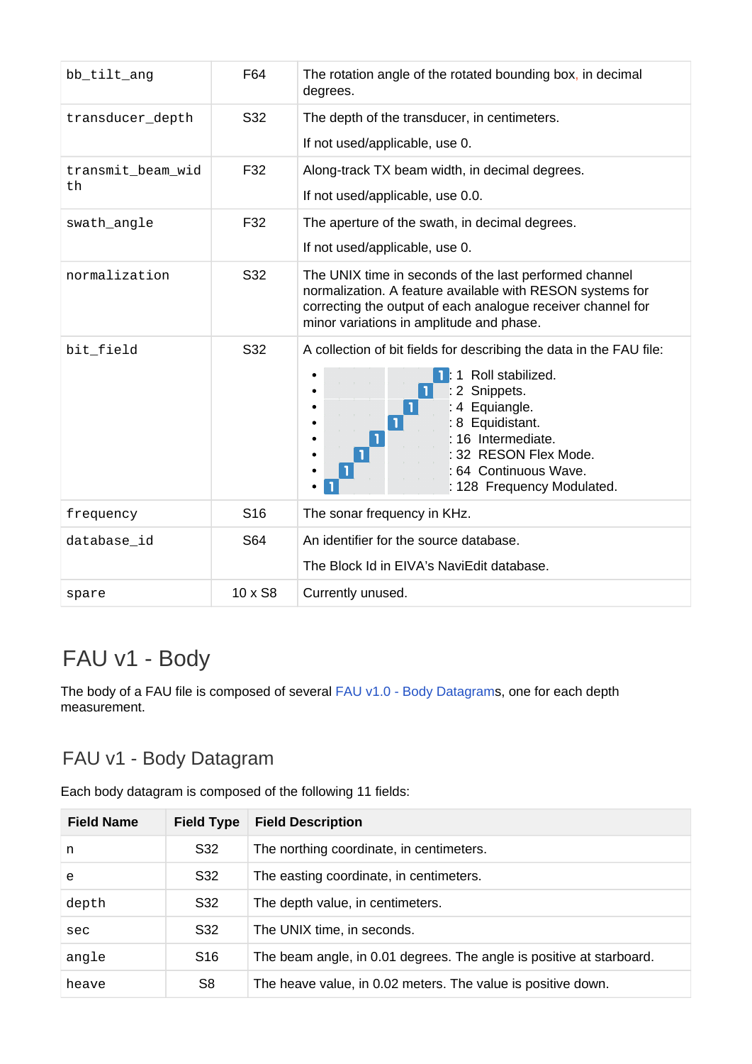| bb_tilt_ang | F64 | The rotation angle of the rotated bounding box, in decimal degrees. |
|---|---|---|
| transducer_depth | S32 | The depth of the transducer, in centimeters.<br><br>If not used/applicable, use 0. |
| transmit_beam_width | F32 | Along-track TX beam width, in decimal degrees.<br><br>If not used/applicable, use 0.0. |
| swath_angle | F32 | The aperture of the swath, in decimal degrees.<br><br>If not used/applicable, use 0. |
| normalization | S32 | The UNIX time in seconds of the last performed channel normalization. A feature available with RESON systems for correcting the output of each analogue receiver channel for minor variations in amplitude and phase. |
| bit_field | S32 | A collection of bit fields for describing the data in the FAU file:<br>• 00000001 : 1 Roll stabilized.<br>• 00000010 : 2 Snippets.<br>• 00000100 : 4 Equiangle.<br>• 00001000 : 8 Equidistant.<br>• 00010000 : 16 Intermediate.<br>• 00100000 : 32 RESON Flex Mode.<br>• 01000000 : 64 Continuous Wave.<br>• 10000000 : 128 Frequency Modulated. |
| frequency | S16 | The sonar frequency in KHz. |
| database_id | S64 | An identifier for the source database.<br><br>The Block Id in EIVA's NaviEdit database. |
| spare | 10 x S8 | Currently unused. |

# FAU v1 - Body

The body of a FAU file is composed of several FAU v1.0 - Body Datagrams, one for each depth measurement.

## FAU v1 - Body Datagram

Each body datagram is composed of the following 11 fields:

| Field Name | Field Type | Field Description |
|---|---|---|
| n | S32 | The northing coordinate, in centimeters. |
| e | S32 | The easting coordinate, in centimeters. |
| depth | S32 | The depth value, in centimeters. |
| sec | S32 | The UNIX time, in seconds. |
| angle | S16 | The beam angle, in 0.01 degrees. The angle is positive at starboard. |
| heave | S8 | The heave value, in 0.02 meters. The value is positive down. |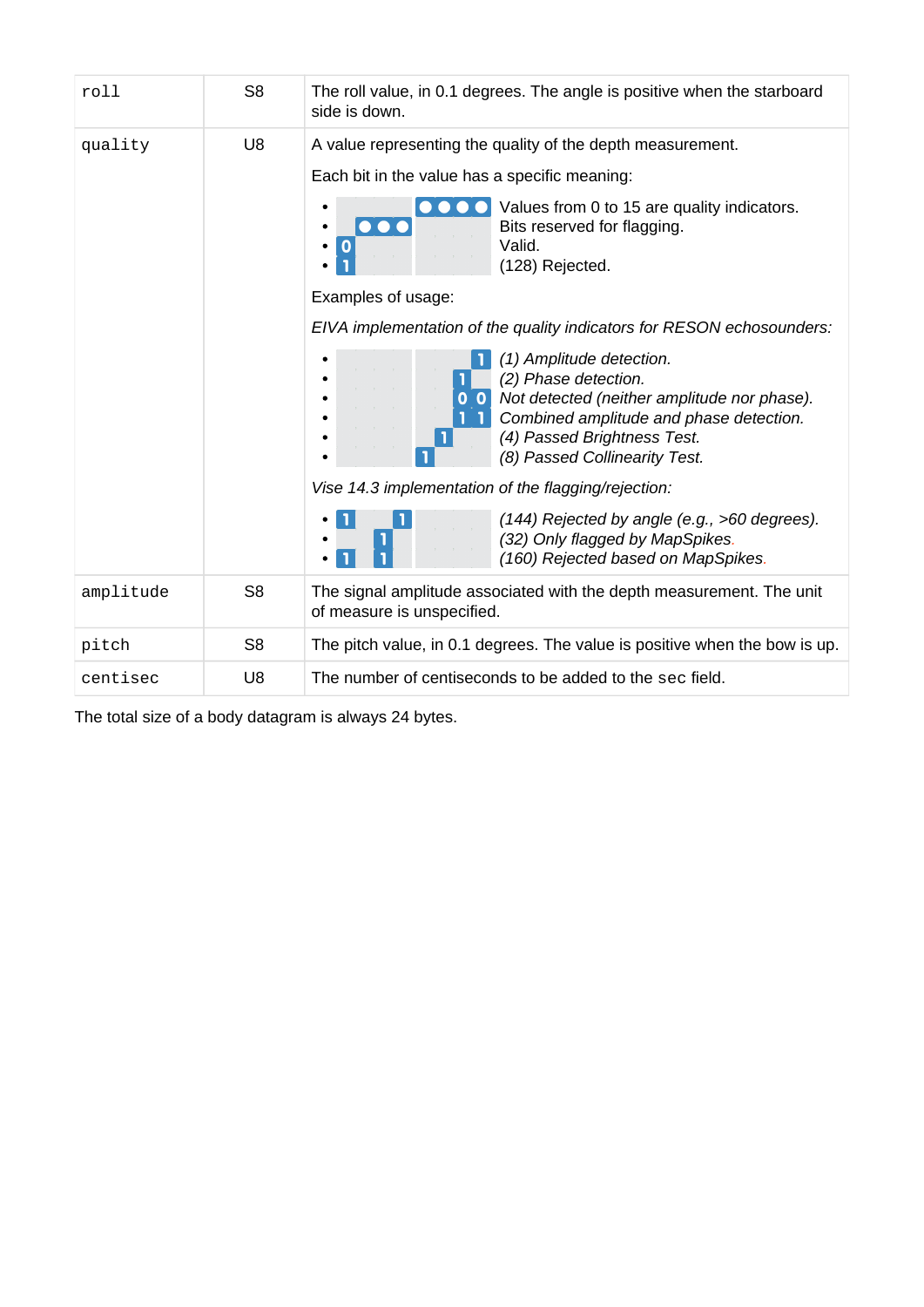| roll | S8 | The roll value, in 0.1 degrees. The angle is positive when the starboard side is down. |
|---|---|---|
| quality | U8 | A value representing the quality of the depth measurement.<br><br>Each bit in the value has a specific meaning:<br><br>• `- - - - ● ● ● ●` Values from 0 to 15 are quality indicators.<br>• `- ● ● ● - - - -` Bits reserved for flagging.<br>• `0 - - - - - - -` Valid.<br>• `1 - - - - - - -` (128) Rejected.<br><br>Examples of usage:<br><br>*EIVA implementation of the quality indicators for RESON echosounders:*<br><br>• `- - - - - - - 1` *(1) Amplitude detection.*<br>• `- - - - - - 1 -` *(2) Phase detection.*<br>• `- - - - - - 0 0` *Not detected (neither amplitude nor phase).*<br>• `- - - - - - 1 1` *Combined amplitude and phase detection.*<br>• `- - - - - 1 - -` *(4) Passed Brightness Test.*<br>• `- - - - 1 - - -` *(8) Passed Collinearity Test.*<br><br>*Vise 14.3 implementation of the flagging/rejection:*<br><br>• `1 - - 1 - - - -` *(144) Rejected by angle (e.g., >60 degrees).*<br>• `- - 1 - - - - -` *(32) Only flagged by MapSpikes.*<br>• `1 - 1 - - - - -` *(160) Rejected based on MapSpikes.* |
| amplitude | S8 | The signal amplitude associated with the depth measurement. The unit of measure is unspecified. |
| pitch | S8 | The pitch value, in 0.1 degrees. The value is positive when the bow is up. |
| centisec | U8 | The number of centiseconds to be added to the `sec` field. |

The total size of a body datagram is always 24 bytes.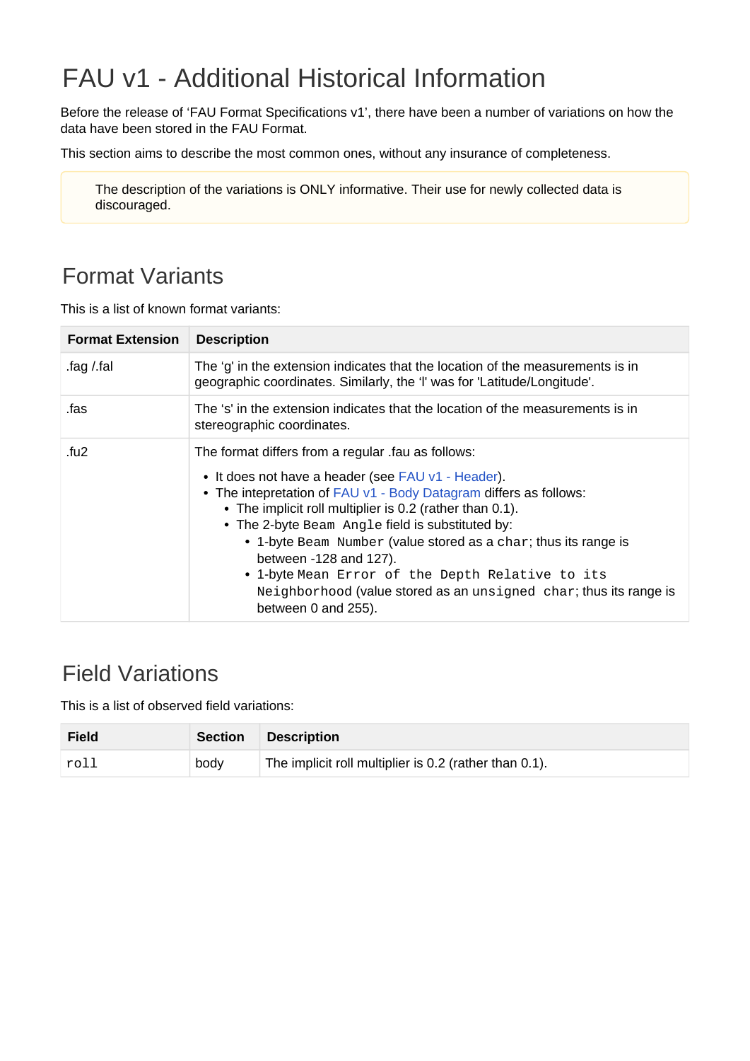# FAU v1 - Additional Historical Information

Before the release of ‘FAU Format Specifications v1’, there have been a number of variations on how the data have been stored in the FAU Format.

This section aims to describe the most common ones, without any insurance of completeness.

> The description of the variations is ONLY informative. Their use for newly collected data is discouraged.

## Format Variants

This is a list of known format variants:

| Format Extension | Description |
|---|---|
| .fag /.fal | The ‘g’ in the extension indicates that the location of the measurements is in geographic coordinates. Similarly, the ‘l’ was for 'Latitude/Longitude'. |
| .fas | The ‘s’ in the extension indicates that the location of the measurements is in stereographic coordinates. |
| .fu2 | The format differs from a regular .fau as follows:<br>• It does not have a header (see FAU v1 - Header).<br>• The intepretation of FAU v1 - Body Datagram differs as follows:<br>  ◦ The implicit roll multiplier is 0.2 (rather than 0.1).<br>  ◦ The 2-byte `Beam Angle` field is substituted by:<br>    ▪ 1-byte `Beam Number` (value stored as a `char`; thus its range is between -128 and 127).<br>    ▪ 1-byte `Mean Error of the Depth Relative to its Neighborhood` (value stored as an `unsigned char`; thus its range is between 0 and 255). |

## Field Variations

This is a list of observed field variations:

| Field | Section | Description |
|---|---|---|
| `roll` | body | The implicit roll multiplier is 0.2 (rather than 0.1). |